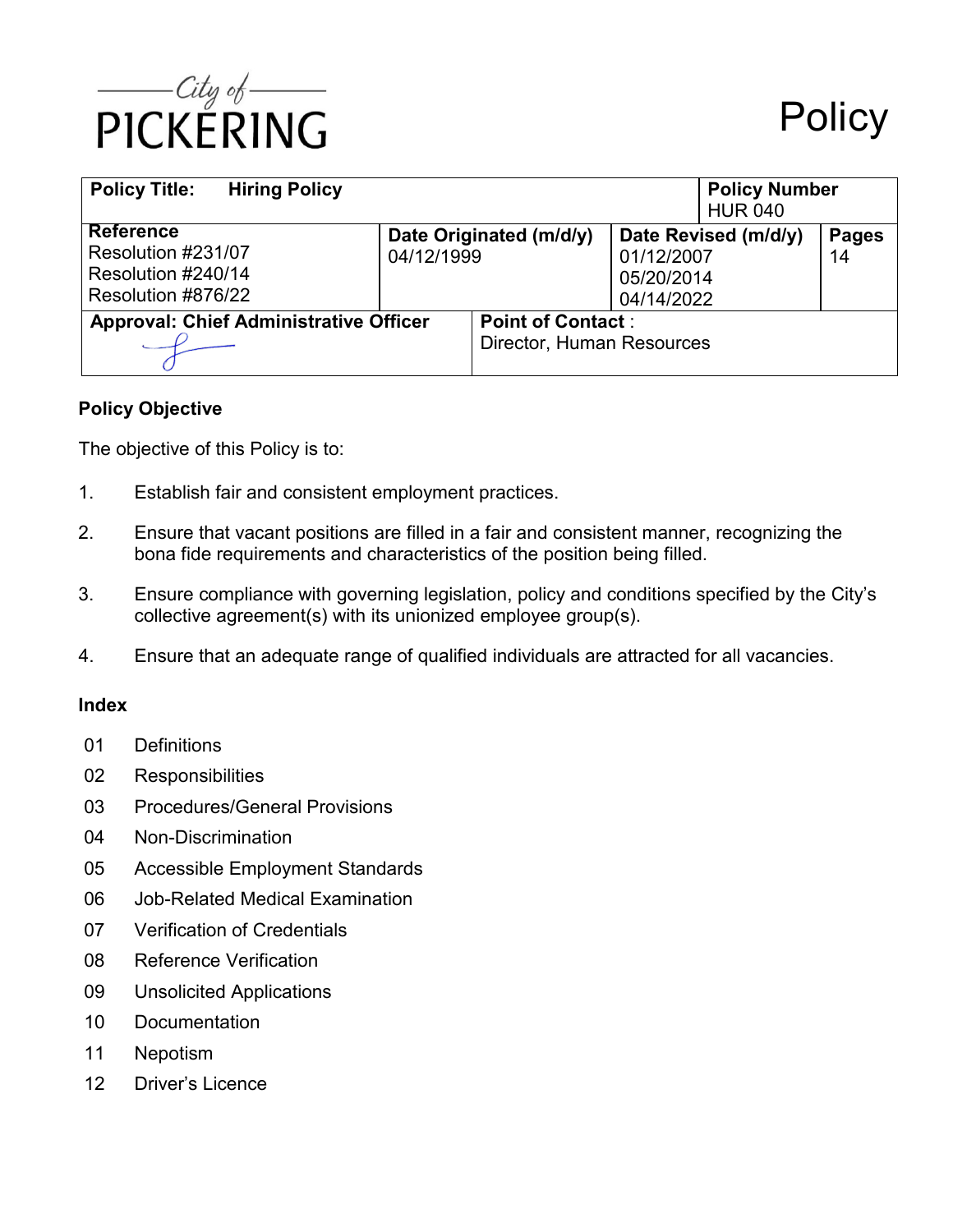City of PICKERING

# Policy

| Policy Title: Hiring Policy | | | Policy Number HUR 040 |
|---|---|---|---|
| **Reference** Resolution #231/07 Resolution #240/14 Resolution #876/22 | **Date Originated (m/d/y)** 04/12/1999 | **Date Revised (m/d/y)** 01/12/2007 05/20/2014 04/14/2022 | **Pages** 14 |
| **Approval: Chief Administrative Officer** | **Point of Contact**: Director, Human Resources | | |

## Policy Objective

The objective of this Policy is to:

1. Establish fair and consistent employment practices.
2. Ensure that vacant positions are filled in a fair and consistent manner, recognizing the bona fide requirements and characteristics of the position being filled.
3. Ensure compliance with governing legislation, policy and conditions specified by the City's collective agreement(s) with its unionized employee group(s).
4. Ensure that an adequate range of qualified individuals are attracted for all vacancies.

## Index

01 Definitions
02 Responsibilities
03 Procedures/General Provisions
04 Non-Discrimination
05 Accessible Employment Standards
06 Job-Related Medical Examination
07 Verification of Credentials
08 Reference Verification
09 Unsolicited Applications
10 Documentation
11 Nepotism
12 Driver's Licence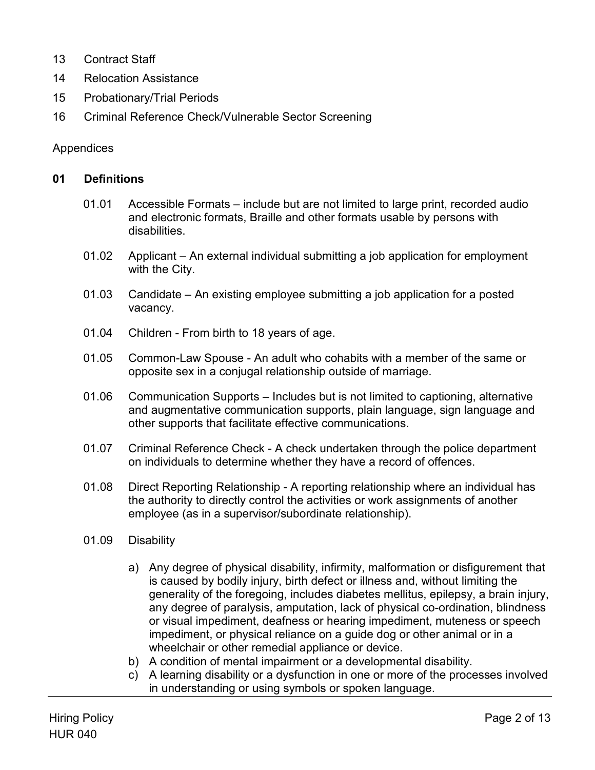13 Contract Staff

14 Relocation Assistance

15 Probationary/Trial Periods

16 Criminal Reference Check/Vulnerable Sector Screening

Appendices

## 01 Definitions

01.01 Accessible Formats – include but are not limited to large print, recorded audio and electronic formats, Braille and other formats usable by persons with disabilities.

01.02 Applicant – An external individual submitting a job application for employment with the City.

01.03 Candidate – An existing employee submitting a job application for a posted vacancy.

01.04 Children - From birth to 18 years of age.

01.05 Common-Law Spouse - An adult who cohabits with a member of the same or opposite sex in a conjugal relationship outside of marriage.

01.06 Communication Supports – Includes but is not limited to captioning, alternative and augmentative communication supports, plain language, sign language and other supports that facilitate effective communications.

01.07 Criminal Reference Check - A check undertaken through the police department on individuals to determine whether they have a record of offences.

01.08 Direct Reporting Relationship - A reporting relationship where an individual has the authority to directly control the activities or work assignments of another employee (as in a supervisor/subordinate relationship).

01.09 Disability

a) Any degree of physical disability, infirmity, malformation or disfigurement that is caused by bodily injury, birth defect or illness and, without limiting the generality of the foregoing, includes diabetes mellitus, epilepsy, a brain injury, any degree of paralysis, amputation, lack of physical co-ordination, blindness or visual impediment, deafness or hearing impediment, muteness or speech impediment, or physical reliance on a guide dog or other animal or in a wheelchair or other remedial appliance or device.

b) A condition of mental impairment or a developmental disability.

c) A learning disability or a dysfunction in one or more of the processes involved in understanding or using symbols or spoken language.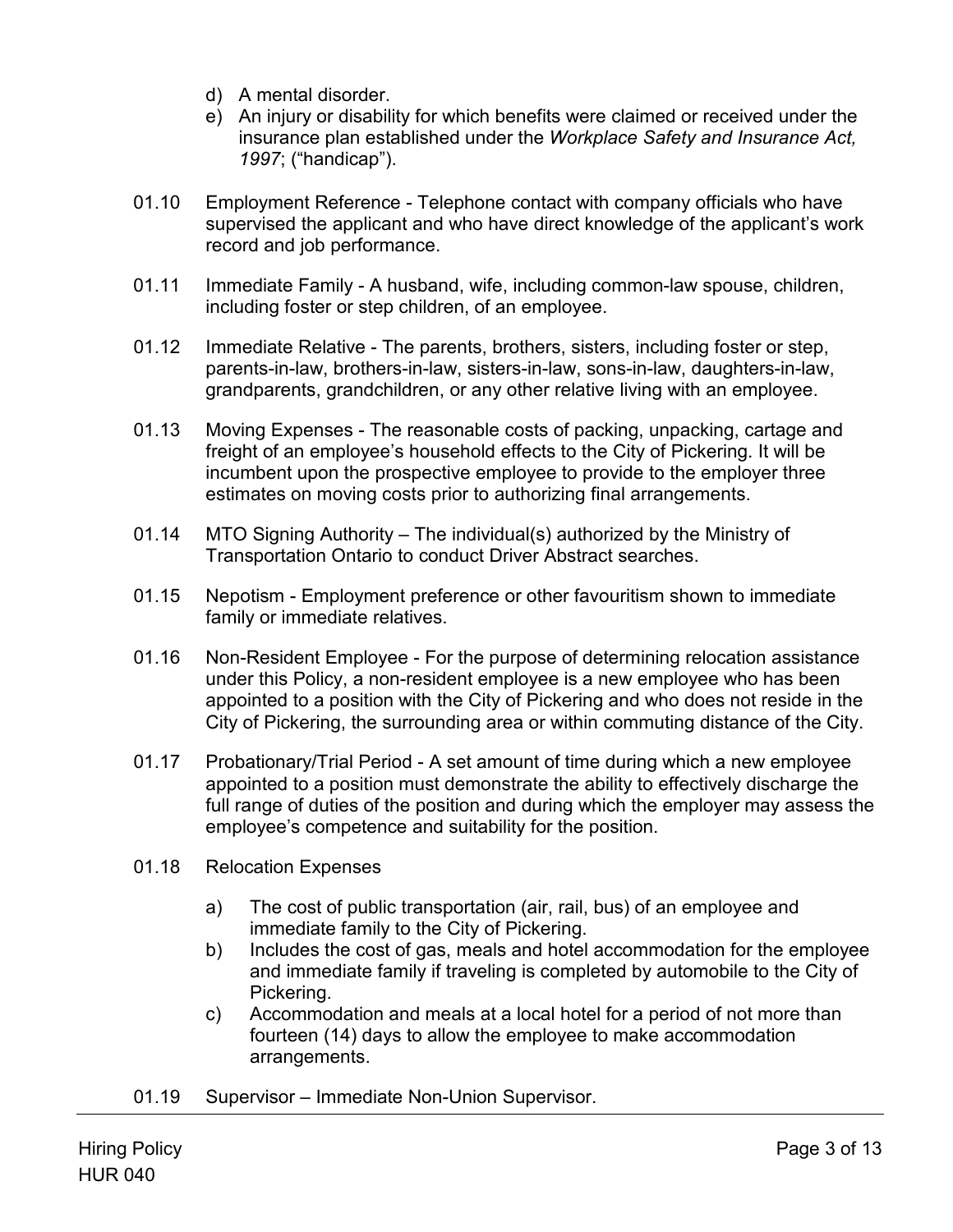d) A mental disorder.
e) An injury or disability for which benefits were claimed or received under the insurance plan established under the *Workplace Safety and Insurance Act, 1997*; ("handicap").

01.10 Employment Reference - Telephone contact with company officials who have supervised the applicant and who have direct knowledge of the applicant's work record and job performance.

01.11 Immediate Family - A husband, wife, including common-law spouse, children, including foster or step children, of an employee.

01.12 Immediate Relative - The parents, brothers, sisters, including foster or step, parents-in-law, brothers-in-law, sisters-in-law, sons-in-law, daughters-in-law, grandparents, grandchildren, or any other relative living with an employee.

01.13 Moving Expenses - The reasonable costs of packing, unpacking, cartage and freight of an employee's household effects to the City of Pickering. It will be incumbent upon the prospective employee to provide to the employer three estimates on moving costs prior to authorizing final arrangements.

01.14 MTO Signing Authority – The individual(s) authorized by the Ministry of Transportation Ontario to conduct Driver Abstract searches.

01.15 Nepotism - Employment preference or other favouritism shown to immediate family or immediate relatives.

01.16 Non-Resident Employee - For the purpose of determining relocation assistance under this Policy, a non-resident employee is a new employee who has been appointed to a position with the City of Pickering and who does not reside in the City of Pickering, the surrounding area or within commuting distance of the City.

01.17 Probationary/Trial Period - A set amount of time during which a new employee appointed to a position must demonstrate the ability to effectively discharge the full range of duties of the position and during which the employer may assess the employee's competence and suitability for the position.

01.18 Relocation Expenses

a) The cost of public transportation (air, rail, bus) of an employee and immediate family to the City of Pickering.
b) Includes the cost of gas, meals and hotel accommodation for the employee and immediate family if traveling is completed by automobile to the City of Pickering.
c) Accommodation and meals at a local hotel for a period of not more than fourteen (14) days to allow the employee to make accommodation arrangements.

01.19 Supervisor – Immediate Non-Union Supervisor.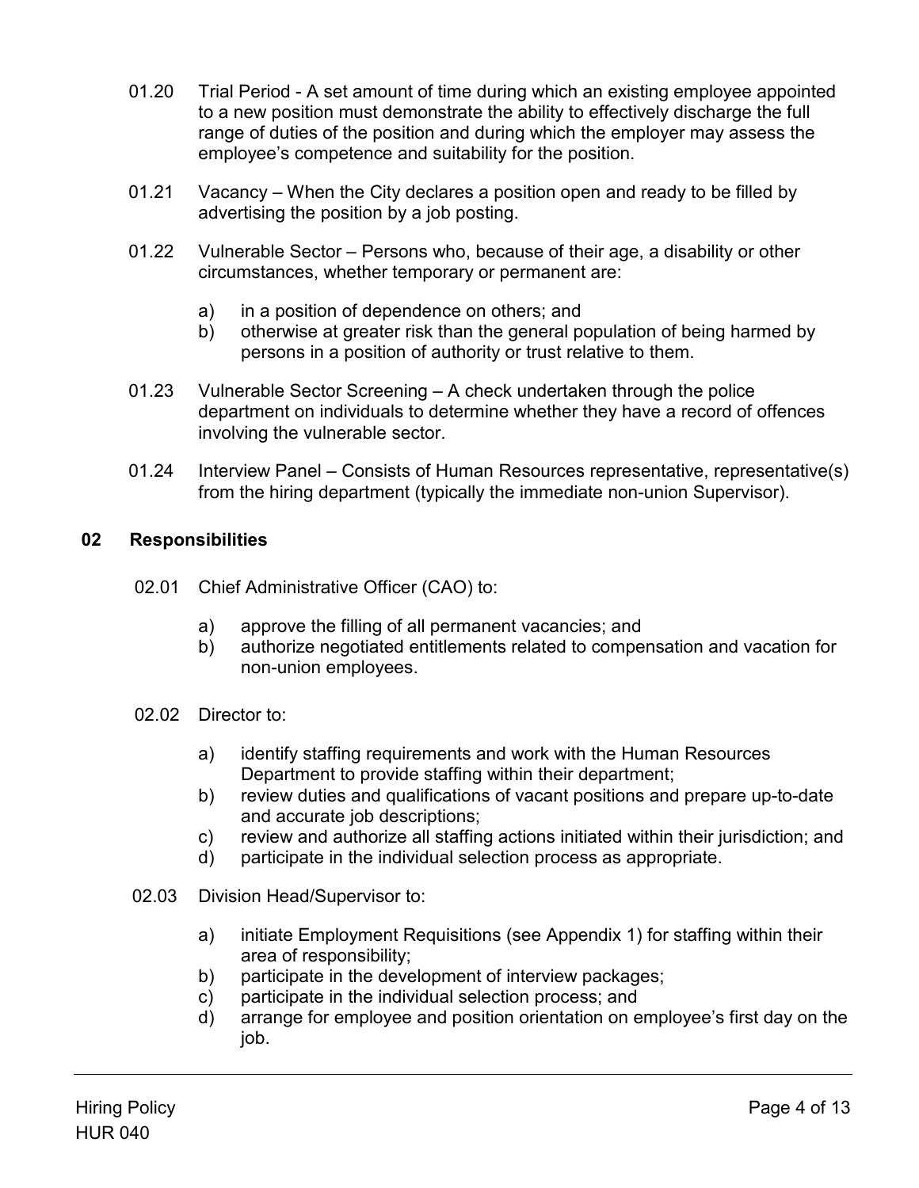01.20 Trial Period - A set amount of time during which an existing employee appointed to a new position must demonstrate the ability to effectively discharge the full range of duties of the position and during which the employer may assess the employee's competence and suitability for the position.

01.21 Vacancy – When the City declares a position open and ready to be filled by advertising the position by a job posting.

01.22 Vulnerable Sector – Persons who, because of their age, a disability or other circumstances, whether temporary or permanent are:

a) in a position of dependence on others; and
b) otherwise at greater risk than the general population of being harmed by persons in a position of authority or trust relative to them.

01.23 Vulnerable Sector Screening – A check undertaken through the police department on individuals to determine whether they have a record of offences involving the vulnerable sector.

01.24 Interview Panel – Consists of Human Resources representative, representative(s) from the hiring department (typically the immediate non-union Supervisor).

## 02 Responsibilities

02.01 Chief Administrative Officer (CAO) to:

a) approve the filling of all permanent vacancies; and
b) authorize negotiated entitlements related to compensation and vacation for non-union employees.

02.02 Director to:

a) identify staffing requirements and work with the Human Resources Department to provide staffing within their department;
b) review duties and qualifications of vacant positions and prepare up-to-date and accurate job descriptions;
c) review and authorize all staffing actions initiated within their jurisdiction; and
d) participate in the individual selection process as appropriate.

02.03 Division Head/Supervisor to:

a) initiate Employment Requisitions (see Appendix 1) for staffing within their area of responsibility;
b) participate in the development of interview packages;
c) participate in the individual selection process; and
d) arrange for employee and position orientation on employee's first day on the job.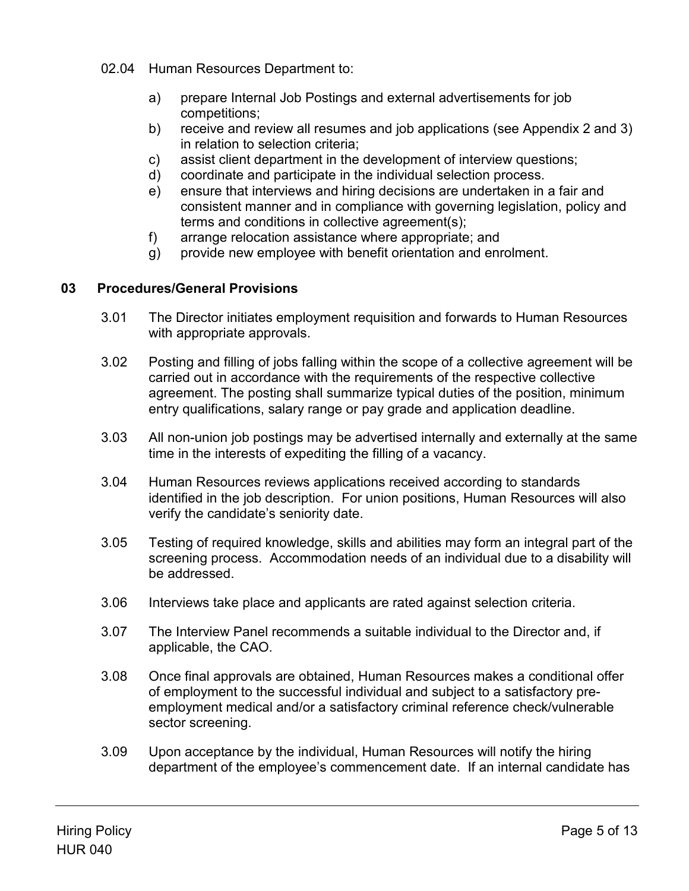02.04 Human Resources Department to:

a) prepare Internal Job Postings and external advertisements for job competitions;
b) receive and review all resumes and job applications (see Appendix 2 and 3) in relation to selection criteria;
c) assist client department in the development of interview questions;
d) coordinate and participate in the individual selection process.
e) ensure that interviews and hiring decisions are undertaken in a fair and consistent manner and in compliance with governing legislation, policy and terms and conditions in collective agreement(s);
f) arrange relocation assistance where appropriate; and
g) provide new employee with benefit orientation and enrolment.

## 03 Procedures/General Provisions

3.01 The Director initiates employment requisition and forwards to Human Resources with appropriate approvals.

3.02 Posting and filling of jobs falling within the scope of a collective agreement will be carried out in accordance with the requirements of the respective collective agreement. The posting shall summarize typical duties of the position, minimum entry qualifications, salary range or pay grade and application deadline.

3.03 All non-union job postings may be advertised internally and externally at the same time in the interests of expediting the filling of a vacancy.

3.04 Human Resources reviews applications received according to standards identified in the job description. For union positions, Human Resources will also verify the candidate's seniority date.

3.05 Testing of required knowledge, skills and abilities may form an integral part of the screening process. Accommodation needs of an individual due to a disability will be addressed.

3.06 Interviews take place and applicants are rated against selection criteria.

3.07 The Interview Panel recommends a suitable individual to the Director and, if applicable, the CAO.

3.08 Once final approvals are obtained, Human Resources makes a conditional offer of employment to the successful individual and subject to a satisfactory pre-employment medical and/or a satisfactory criminal reference check/vulnerable sector screening.

3.09 Upon acceptance by the individual, Human Resources will notify the hiring department of the employee's commencement date. If an internal candidate has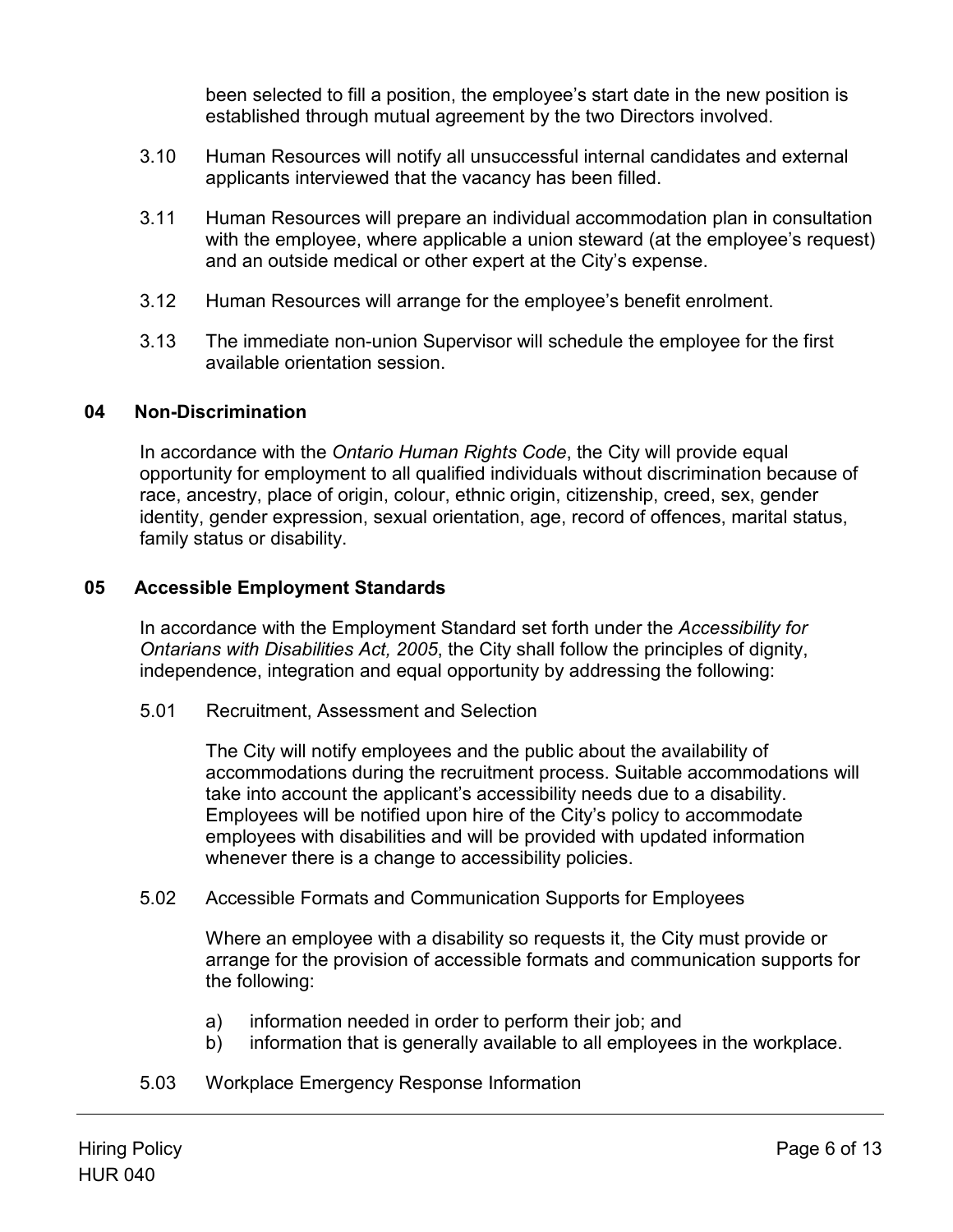been selected to fill a position, the employee's start date in the new position is established through mutual agreement by the two Directors involved.

3.10 Human Resources will notify all unsuccessful internal candidates and external applicants interviewed that the vacancy has been filled.

3.11 Human Resources will prepare an individual accommodation plan in consultation with the employee, where applicable a union steward (at the employee's request) and an outside medical or other expert at the City's expense.

3.12 Human Resources will arrange for the employee's benefit enrolment.

3.13 The immediate non-union Supervisor will schedule the employee for the first available orientation session.

## 04 Non-Discrimination

In accordance with the *Ontario Human Rights Code*, the City will provide equal opportunity for employment to all qualified individuals without discrimination because of race, ancestry, place of origin, colour, ethnic origin, citizenship, creed, sex, gender identity, gender expression, sexual orientation, age, record of offences, marital status, family status or disability.

## 05 Accessible Employment Standards

In accordance with the Employment Standard set forth under the *Accessibility for Ontarians with Disabilities Act, 2005*, the City shall follow the principles of dignity, independence, integration and equal opportunity by addressing the following:

5.01 Recruitment, Assessment and Selection

The City will notify employees and the public about the availability of accommodations during the recruitment process. Suitable accommodations will take into account the applicant's accessibility needs due to a disability. Employees will be notified upon hire of the City's policy to accommodate employees with disabilities and will be provided with updated information whenever there is a change to accessibility policies.

5.02 Accessible Formats and Communication Supports for Employees

Where an employee with a disability so requests it, the City must provide or arrange for the provision of accessible formats and communication supports for the following:

a) information needed in order to perform their job; and
b) information that is generally available to all employees in the workplace.

5.03 Workplace Emergency Response Information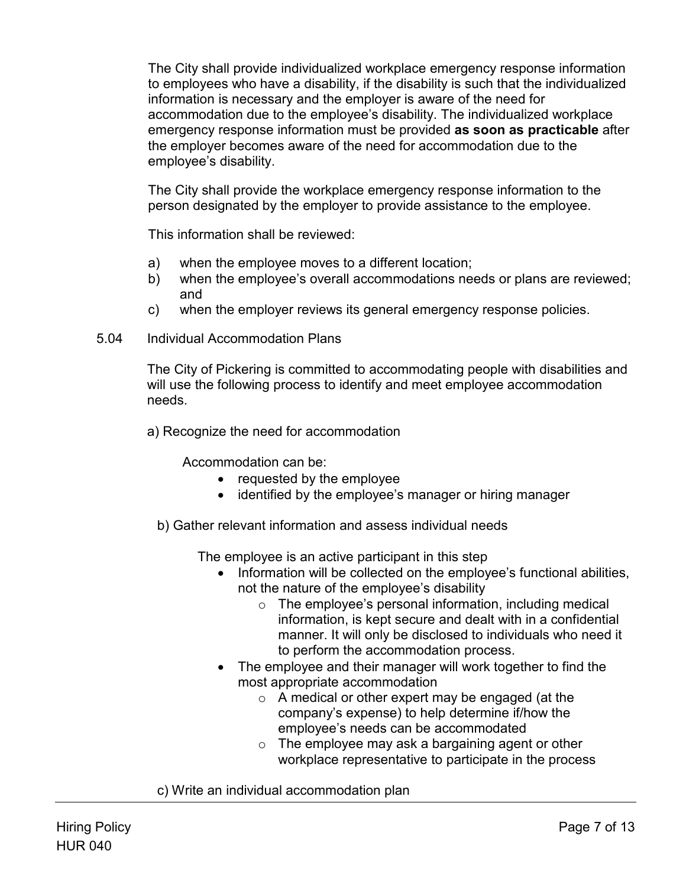The City shall provide individualized workplace emergency response information to employees who have a disability, if the disability is such that the individualized information is necessary and the employer is aware of the need for accommodation due to the employee's disability. The individualized workplace emergency response information must be provided **as soon as practicable** after the employer becomes aware of the need for accommodation due to the employee's disability.

The City shall provide the workplace emergency response information to the person designated by the employer to provide assistance to the employee.

This information shall be reviewed:

a) when the employee moves to a different location;
b) when the employee's overall accommodations needs or plans are reviewed; and
c) when the employer reviews its general emergency response policies.

5.04 Individual Accommodation Plans

The City of Pickering is committed to accommodating people with disabilities and will use the following process to identify and meet employee accommodation needs.

a) Recognize the need for accommodation

Accommodation can be:

- requested by the employee
- identified by the employee's manager or hiring manager

b) Gather relevant information and assess individual needs

The employee is an active participant in this step

- Information will be collected on the employee's functional abilities, not the nature of the employee's disability
  - The employee's personal information, including medical information, is kept secure and dealt with in a confidential manner. It will only be disclosed to individuals who need it to perform the accommodation process.
- The employee and their manager will work together to find the most appropriate accommodation
  - A medical or other expert may be engaged (at the company's expense) to help determine if/how the employee's needs can be accommodated
  - The employee may ask a bargaining agent or other workplace representative to participate in the process

c) Write an individual accommodation plan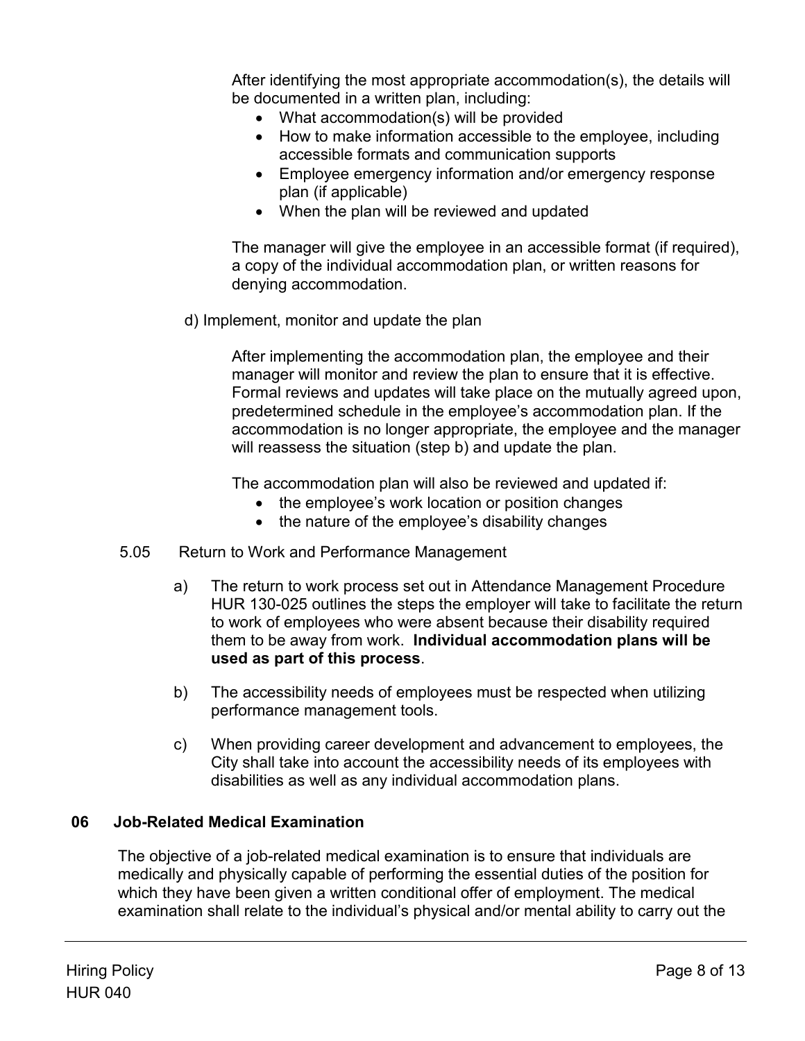After identifying the most appropriate accommodation(s), the details will be documented in a written plan, including:

- What accommodation(s) will be provided
- How to make information accessible to the employee, including accessible formats and communication supports
- Employee emergency information and/or emergency response plan (if applicable)
- When the plan will be reviewed and updated

The manager will give the employee in an accessible format (if required), a copy of the individual accommodation plan, or written reasons for denying accommodation.

d) Implement, monitor and update the plan

After implementing the accommodation plan, the employee and their manager will monitor and review the plan to ensure that it is effective. Formal reviews and updates will take place on the mutually agreed upon, predetermined schedule in the employee's accommodation plan. If the accommodation is no longer appropriate, the employee and the manager will reassess the situation (step b) and update the plan.

The accommodation plan will also be reviewed and updated if:

- the employee's work location or position changes
- the nature of the employee's disability changes

5.05 Return to Work and Performance Management

a) The return to work process set out in Attendance Management Procedure HUR 130-025 outlines the steps the employer will take to facilitate the return to work of employees who were absent because their disability required them to be away from work. **Individual accommodation plans will be used as part of this process**.

b) The accessibility needs of employees must be respected when utilizing performance management tools.

c) When providing career development and advancement to employees, the City shall take into account the accessibility needs of its employees with disabilities as well as any individual accommodation plans.

## 06 Job-Related Medical Examination

The objective of a job-related medical examination is to ensure that individuals are medically and physically capable of performing the essential duties of the position for which they have been given a written conditional offer of employment. The medical examination shall relate to the individual's physical and/or mental ability to carry out the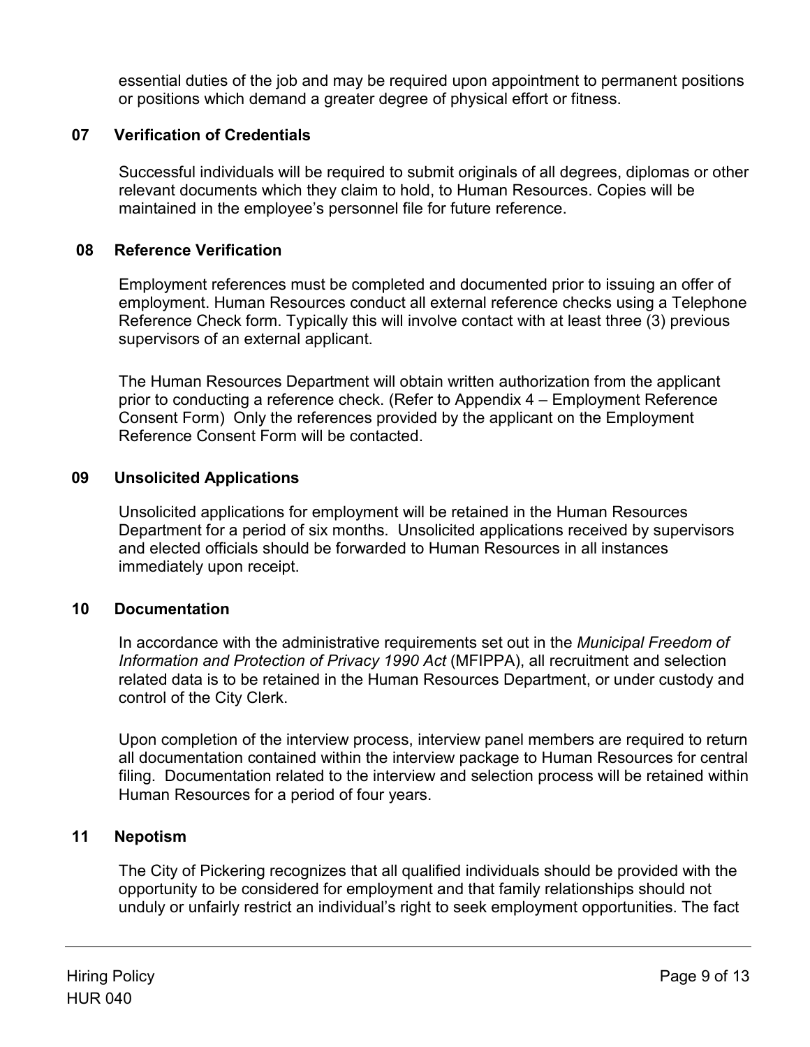essential duties of the job and may be required upon appointment to permanent positions or positions which demand a greater degree of physical effort or fitness.

### 07 Verification of Credentials

Successful individuals will be required to submit originals of all degrees, diplomas or other relevant documents which they claim to hold, to Human Resources. Copies will be maintained in the employee's personnel file for future reference.

### 08 Reference Verification

Employment references must be completed and documented prior to issuing an offer of employment. Human Resources conduct all external reference checks using a Telephone Reference Check form. Typically this will involve contact with at least three (3) previous supervisors of an external applicant.

The Human Resources Department will obtain written authorization from the applicant prior to conducting a reference check. (Refer to Appendix 4 – Employment Reference Consent Form) Only the references provided by the applicant on the Employment Reference Consent Form will be contacted.

### 09 Unsolicited Applications

Unsolicited applications for employment will be retained in the Human Resources Department for a period of six months. Unsolicited applications received by supervisors and elected officials should be forwarded to Human Resources in all instances immediately upon receipt.

### 10 Documentation

In accordance with the administrative requirements set out in the *Municipal Freedom of Information and Protection of Privacy 1990 Act* (MFIPPA), all recruitment and selection related data is to be retained in the Human Resources Department, or under custody and control of the City Clerk.

Upon completion of the interview process, interview panel members are required to return all documentation contained within the interview package to Human Resources for central filing. Documentation related to the interview and selection process will be retained within Human Resources for a period of four years.

### 11 Nepotism

The City of Pickering recognizes that all qualified individuals should be provided with the opportunity to be considered for employment and that family relationships should not unduly or unfairly restrict an individual's right to seek employment opportunities. The fact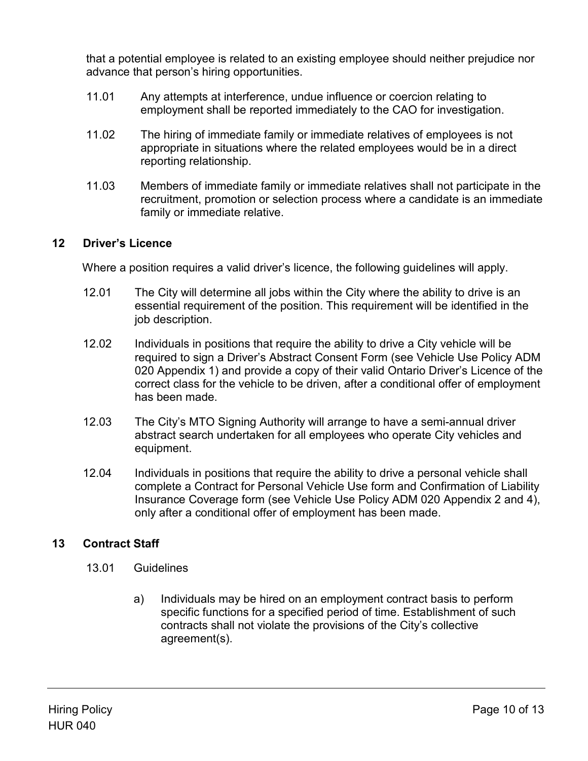that a potential employee is related to an existing employee should neither prejudice nor advance that person's hiring opportunities.

11.01 Any attempts at interference, undue influence or coercion relating to employment shall be reported immediately to the CAO for investigation.

11.02 The hiring of immediate family or immediate relatives of employees is not appropriate in situations where the related employees would be in a direct reporting relationship.

11.03 Members of immediate family or immediate relatives shall not participate in the recruitment, promotion or selection process where a candidate is an immediate family or immediate relative.

## 12 Driver's Licence

Where a position requires a valid driver's licence, the following guidelines will apply.

12.01 The City will determine all jobs within the City where the ability to drive is an essential requirement of the position. This requirement will be identified in the job description.

12.02 Individuals in positions that require the ability to drive a City vehicle will be required to sign a Driver's Abstract Consent Form (see Vehicle Use Policy ADM 020 Appendix 1) and provide a copy of their valid Ontario Driver's Licence of the correct class for the vehicle to be driven, after a conditional offer of employment has been made.

12.03 The City's MTO Signing Authority will arrange to have a semi-annual driver abstract search undertaken for all employees who operate City vehicles and equipment.

12.04 Individuals in positions that require the ability to drive a personal vehicle shall complete a Contract for Personal Vehicle Use form and Confirmation of Liability Insurance Coverage form (see Vehicle Use Policy ADM 020 Appendix 2 and 4), only after a conditional offer of employment has been made.

## 13 Contract Staff

13.01 Guidelines

a) Individuals may be hired on an employment contract basis to perform specific functions for a specified period of time. Establishment of such contracts shall not violate the provisions of the City's collective agreement(s).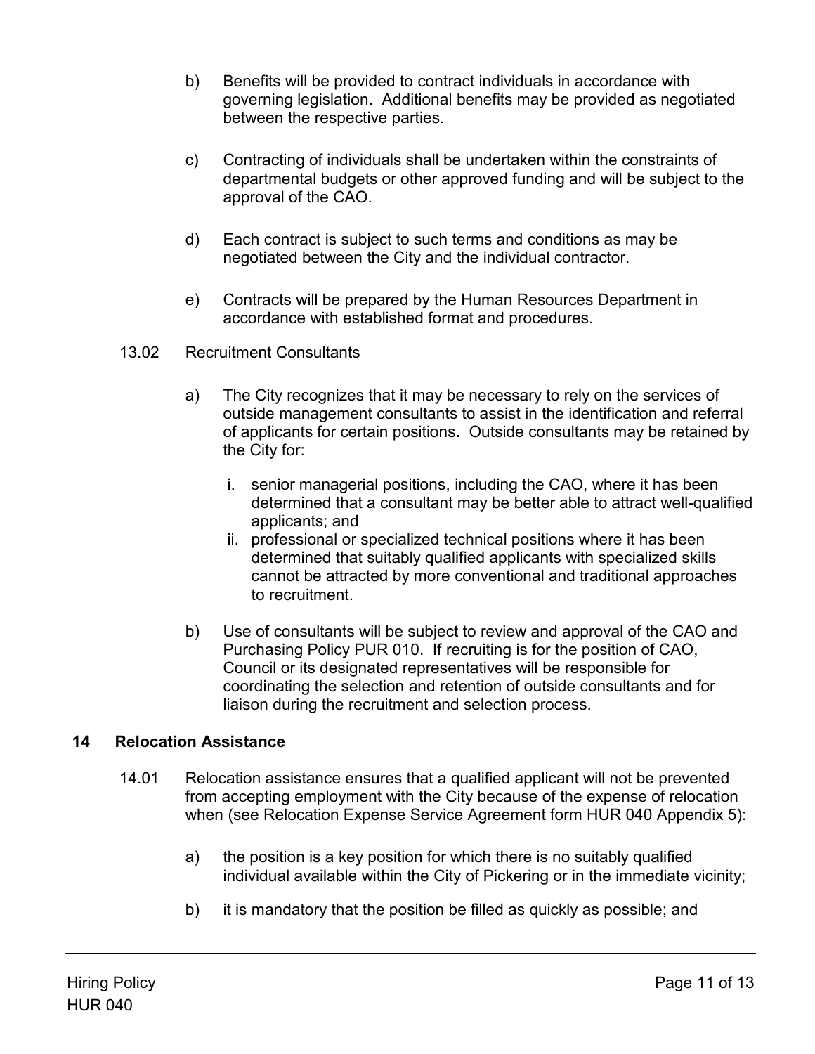b) Benefits will be provided to contract individuals in accordance with governing legislation. Additional benefits may be provided as negotiated between the respective parties.

c) Contracting of individuals shall be undertaken within the constraints of departmental budgets or other approved funding and will be subject to the approval of the CAO.

d) Each contract is subject to such terms and conditions as may be negotiated between the City and the individual contractor.

e) Contracts will be prepared by the Human Resources Department in accordance with established format and procedures.

13.02 Recruitment Consultants

a) The City recognizes that it may be necessary to rely on the services of outside management consultants to assist in the identification and referral of applicants for certain positions**.** Outside consultants may be retained by the City for:

   i. senior managerial positions, including the CAO, where it has been determined that a consultant may be better able to attract well-qualified applicants; and
   
   ii. professional or specialized technical positions where it has been determined that suitably qualified applicants with specialized skills cannot be attracted by more conventional and traditional approaches to recruitment.

b) Use of consultants will be subject to review and approval of the CAO and Purchasing Policy PUR 010. If recruiting is for the position of CAO, Council or its designated representatives will be responsible for coordinating the selection and retention of outside consultants and for liaison during the recruitment and selection process.

## 14 Relocation Assistance

14.01 Relocation assistance ensures that a qualified applicant will not be prevented from accepting employment with the City because of the expense of relocation when (see Relocation Expense Service Agreement form HUR 040 Appendix 5):

a) the position is a key position for which there is no suitably qualified individual available within the City of Pickering or in the immediate vicinity;

b) it is mandatory that the position be filled as quickly as possible; and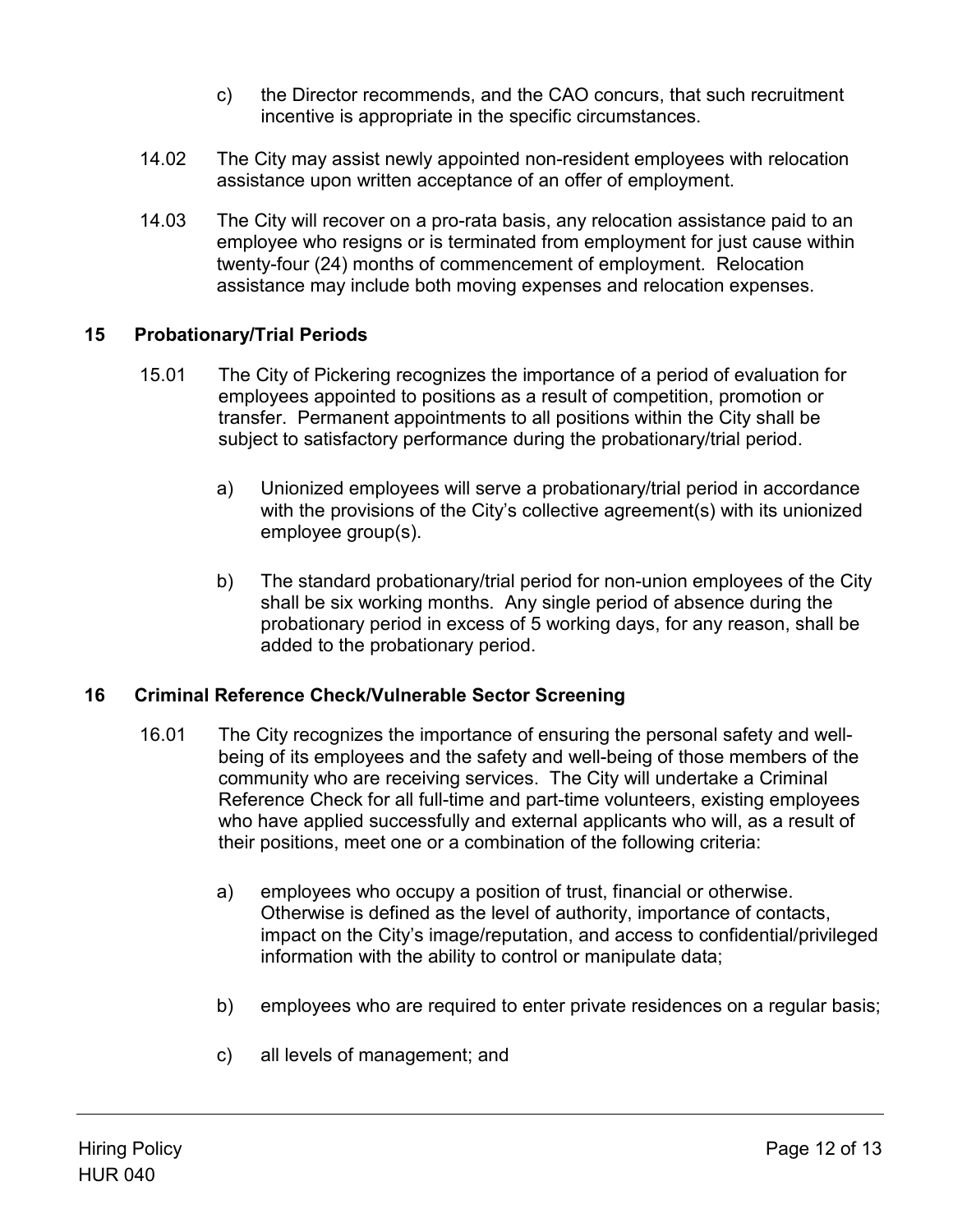c) the Director recommends, and the CAO concurs, that such recruitment incentive is appropriate in the specific circumstances.

14.02 The City may assist newly appointed non-resident employees with relocation assistance upon written acceptance of an offer of employment.

14.03 The City will recover on a pro-rata basis, any relocation assistance paid to an employee who resigns or is terminated from employment for just cause within twenty-four (24) months of commencement of employment. Relocation assistance may include both moving expenses and relocation expenses.

## 15 Probationary/Trial Periods

15.01 The City of Pickering recognizes the importance of a period of evaluation for employees appointed to positions as a result of competition, promotion or transfer. Permanent appointments to all positions within the City shall be subject to satisfactory performance during the probationary/trial period.

a) Unionized employees will serve a probationary/trial period in accordance with the provisions of the City's collective agreement(s) with its unionized employee group(s).

b) The standard probationary/trial period for non-union employees of the City shall be six working months. Any single period of absence during the probationary period in excess of 5 working days, for any reason, shall be added to the probationary period.

## 16 Criminal Reference Check/Vulnerable Sector Screening

16.01 The City recognizes the importance of ensuring the personal safety and well-being of its employees and the safety and well-being of those members of the community who are receiving services. The City will undertake a Criminal Reference Check for all full-time and part-time volunteers, existing employees who have applied successfully and external applicants who will, as a result of their positions, meet one or a combination of the following criteria:

a) employees who occupy a position of trust, financial or otherwise. Otherwise is defined as the level of authority, importance of contacts, impact on the City's image/reputation, and access to confidential/privileged information with the ability to control or manipulate data;

b) employees who are required to enter private residences on a regular basis;

c) all levels of management; and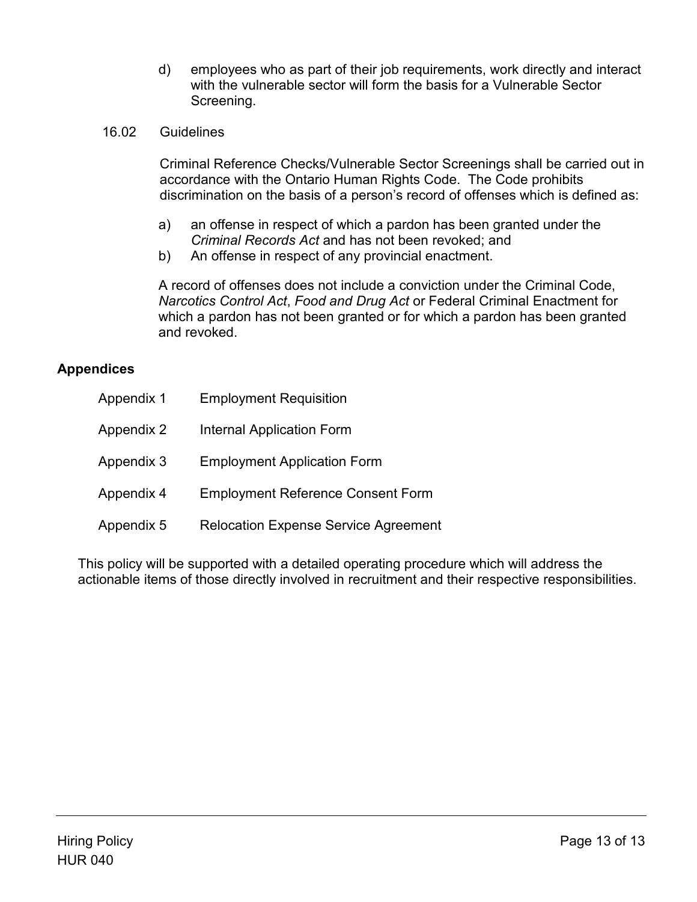d) employees who as part of their job requirements, work directly and interact with the vulnerable sector will form the basis for a Vulnerable Sector Screening.

16.02 Guidelines

Criminal Reference Checks/Vulnerable Sector Screenings shall be carried out in accordance with the Ontario Human Rights Code. The Code prohibits discrimination on the basis of a person's record of offenses which is defined as:

a) an offense in respect of which a pardon has been granted under the *Criminal Records Act* and has not been revoked; and
b) An offense in respect of any provincial enactment.

A record of offenses does not include a conviction under the Criminal Code, *Narcotics Control Act*, *Food and Drug Act* or Federal Criminal Enactment for which a pardon has not been granted or for which a pardon has been granted and revoked.

**Appendices**

| | |
|---|---|
| Appendix 1 | Employment Requisition |
| Appendix 2 | Internal Application Form |
| Appendix 3 | Employment Application Form |
| Appendix 4 | Employment Reference Consent Form |
| Appendix 5 | Relocation Expense Service Agreement |

This policy will be supported with a detailed operating procedure which will address the actionable items of those directly involved in recruitment and their respective responsibilities.